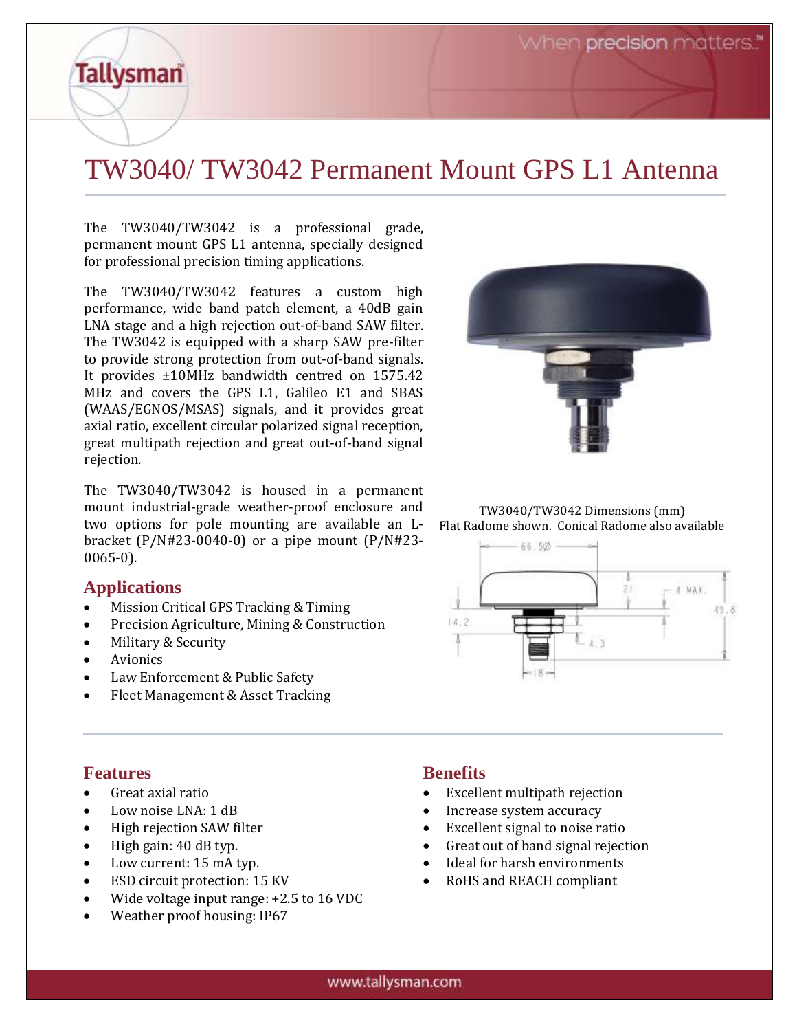# TW3040/ TW3042 Permanent Mount GPS L1 Antenna

The TW3040/TW3042 is a professional grade, permanent mount GPS L1 antenna, specially designed for professional precision timing applications.

The TW3040/TW3042 features a custom high performance, wide band patch element, a 40dB gain LNA stage and a high rejection out-of-band SAW filter. The TW3042 is equipped with a sharp SAW pre-filter to provide strong protection from out-of-band signals. It provides ±10MHz bandwidth centred on 1575.42 MHz and covers the GPS L1, Galileo E1 and SBAS (WAAS/EGNOS/MSAS) signals, and it provides great axial ratio, excellent circular polarized signal reception, great multipath rejection and great out-of-band signal rejection.

The TW3040/TW3042 is housed in a permanent mount industrial-grade weather-proof enclosure and two options for pole mounting are available an L-bracket (P/N#23-0040-0) or a pipe mount (P/N#23-0065-0).

TW3040/TW3042 Dimensions (mm)
Flat Radome shown. Conical Radome also available

## Applications

- Mission Critical GPS Tracking & Timing
- Precision Agriculture, Mining & Construction
- Military & Security
- Avionics
- Law Enforcement & Public Safety
- Fleet Management & Asset Tracking

## Features

- Great axial ratio
- Low noise LNA: 1 dB
- High rejection SAW filter
- High gain: 40 dB typ.
- Low current: 15 mA typ.
- ESD circuit protection: 15 KV
- Wide voltage input range: +2.5 to 16 VDC
- Weather proof housing: IP67

## Benefits

- Excellent multipath rejection
- Increase system accuracy
- Excellent signal to noise ratio
- Great out of band signal rejection
- Ideal for harsh environments
- RoHS and REACH compliant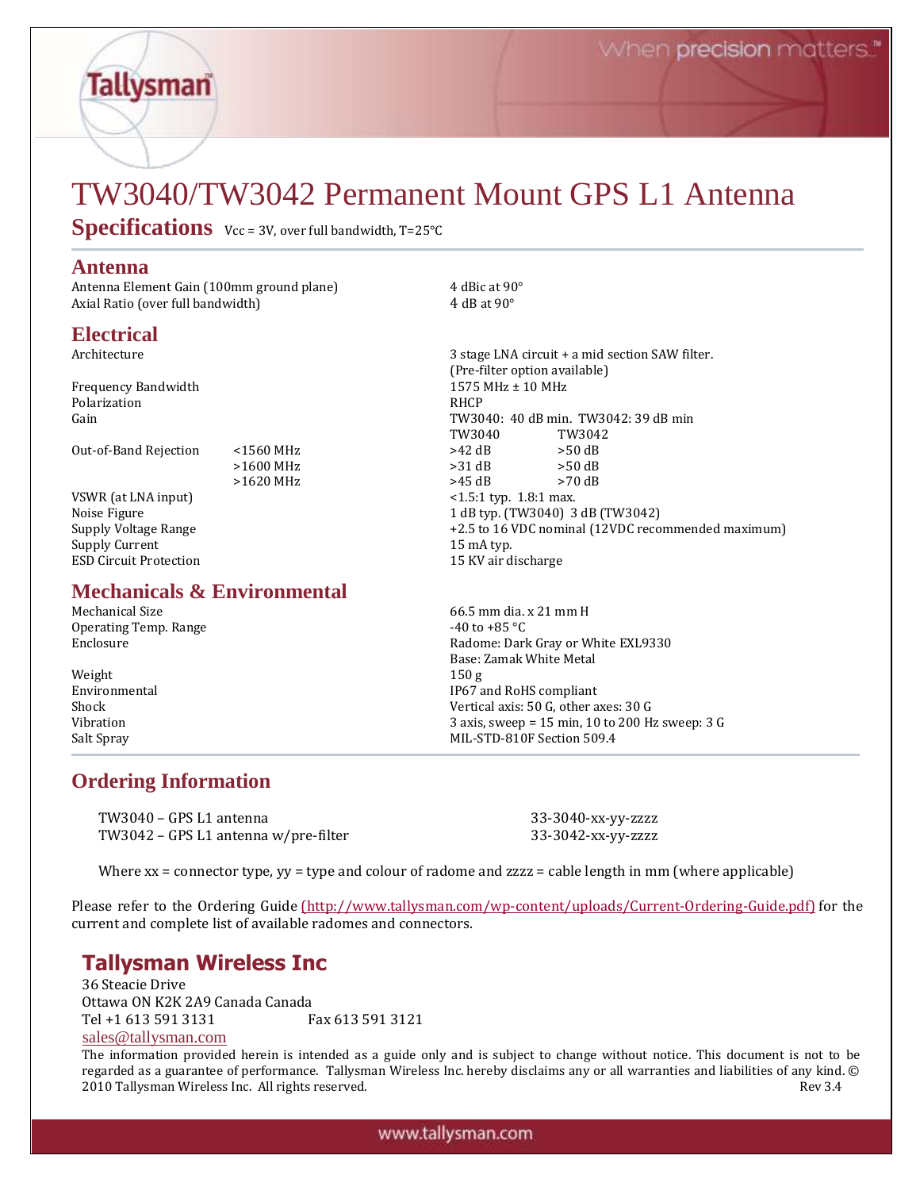# TW3040/TW3042 Permanent Mount GPS L1 Antenna

## Specifications

Vcc = 3V, over full bandwidth, T=25°C

### Antenna

| | | |
|---|---|---|
| Antenna Element Gain (100mm ground plane) | | 4 dBic at 90° |
| Axial Ratio (over full bandwidth) | | 4 dB at 90° |

### Electrical

| | | | |
|---|---|---|---|
| Architecture | | 3 stage LNA circuit + a mid section SAW filter. (Pre-filter option available) | |
| Frequency Bandwidth | | 1575 MHz ± 10 MHz | |
| Polarization | | RHCP | |
| Gain | | TW3040: 40 dB min. TW3042: 39 dB min | |
| | | TW3040 | TW3042 |
| Out-of-Band Rejection | <1560 MHz | >42 dB | >50 dB |
| | >1600 MHz | >31 dB | >50 dB |
| | >1620 MHz | >45 dB | >70 dB |
| VSWR (at LNA input) | | <1.5:1 typ. 1.8:1 max. | |
| Noise Figure | | 1 dB typ. (TW3040) 3 dB (TW3042) | |
| Supply Voltage Range | | +2.5 to 16 VDC nominal (12VDC recommended maximum) | |
| Supply Current | | 15 mA typ. | |
| ESD Circuit Protection | | 15 KV air discharge | |

### Mechanicals & Environmental

| | |
|---|---|
| Mechanical Size | 66.5 mm dia. x 21 mm H |
| Operating Temp. Range | -40 to +85 °C |
| Enclosure | Radome: Dark Gray or White EXL9330<br>Base: Zamak White Metal |
| Weight | 150 g |
| Environmental | IP67 and RoHS compliant |
| Shock | Vertical axis: 50 G, other axes: 30 G |
| Vibration | 3 axis, sweep = 15 min, 10 to 200 Hz sweep: 3 G |
| Salt Spray | MIL-STD-810F Section 509.4 |

### Ordering Information

| | |
|---|---|
| TW3040 – GPS L1 antenna | 33-3040-xx-yy-zzzz |
| TW3042 – GPS L1 antenna w/pre-filter | 33-3042-xx-yy-zzzz |

Where xx = connector type, yy = type and colour of radome and zzzz = cable length in mm (where applicable)

Please refer to the Ordering Guide (http://www.tallysman.com/wp-content/uploads/Current-Ordering-Guide.pdf) for the current and complete list of available radomes and connectors.

## Tallysman Wireless Inc

36 Steacie Drive
Ottawa ON K2K 2A9 Canada Canada
Tel +1 613 591 3131 Fax 613 591 3121
sales@tallysman.com

The information provided herein is intended as a guide only and is subject to change without notice. This document is not to be regarded as a guarantee of performance. Tallysman Wireless Inc. hereby disclaims any or all warranties and liabilities of any kind. © 2010 Tallysman Wireless Inc. All rights reserved. Rev 3.4